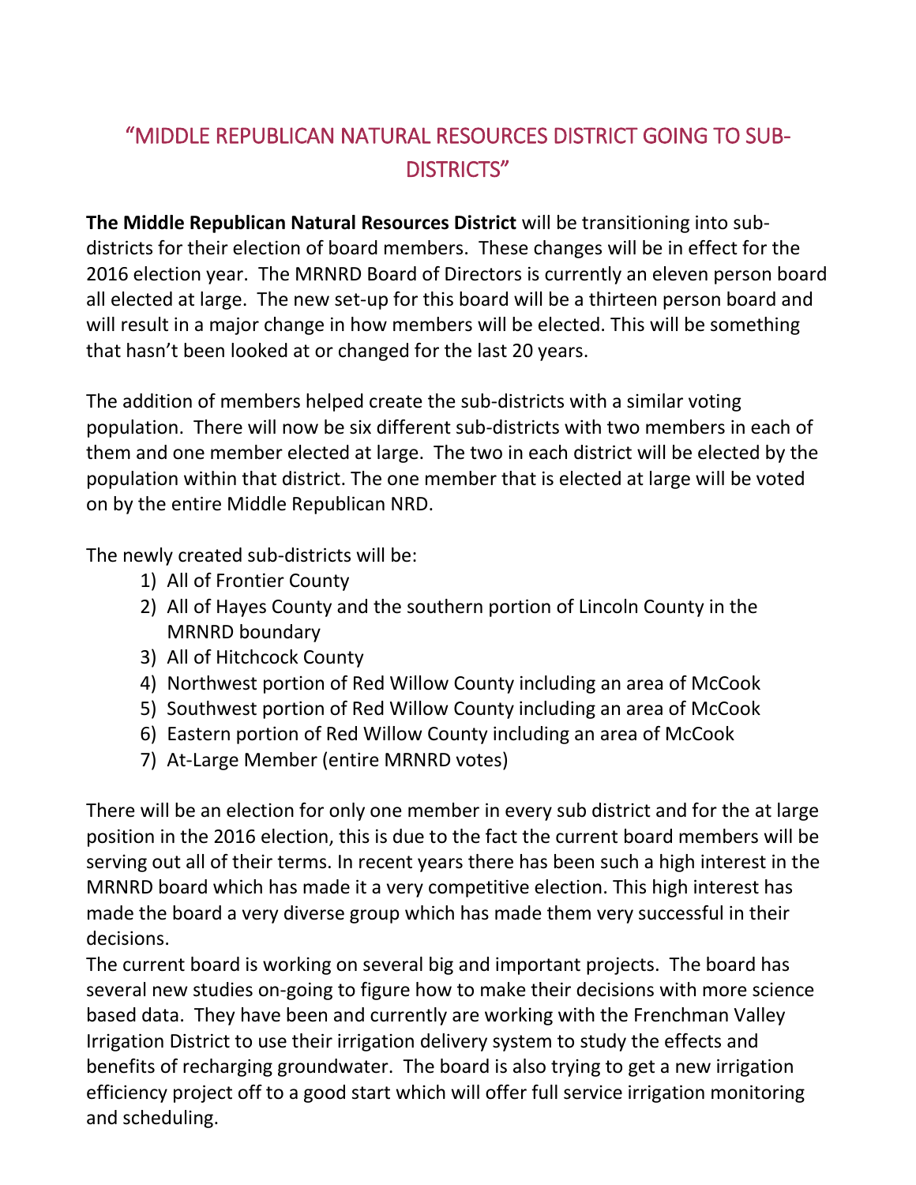# "MIDDLE REPUBLICAN NATURAL RESOURCES DISTRICT GOING TO SUB-DISTRICTS"

**The Middle Republican Natural Resources District** will be transitioning into sub-districts for their election of board members. These changes will be in effect for the 2016 election year. The MRNRD Board of Directors is currently an eleven person board all elected at large. The new set-up for this board will be a thirteen person board and will result in a major change in how members will be elected. This will be something that hasn't been looked at or changed for the last 20 years.

The addition of members helped create the sub-districts with a similar voting population. There will now be six different sub-districts with two members in each of them and one member elected at large. The two in each district will be elected by the population within that district. The one member that is elected at large will be voted on by the entire Middle Republican NRD.

The newly created sub-districts will be:

1) All of Frontier County
2) All of Hayes County and the southern portion of Lincoln County in the MRNRD boundary
3) All of Hitchcock County
4) Northwest portion of Red Willow County including an area of McCook
5) Southwest portion of Red Willow County including an area of McCook
6) Eastern portion of Red Willow County including an area of McCook
7) At-Large Member (entire MRNRD votes)

There will be an election for only one member in every sub district and for the at large position in the 2016 election, this is due to the fact the current board members will be serving out all of their terms. In recent years there has been such a high interest in the MRNRD board which has made it a very competitive election. This high interest has made the board a very diverse group which has made them very successful in their decisions.

The current board is working on several big and important projects. The board has several new studies on-going to figure how to make their decisions with more science based data. They have been and currently are working with the Frenchman Valley Irrigation District to use their irrigation delivery system to study the effects and benefits of recharging groundwater. The board is also trying to get a new irrigation efficiency project off to a good start which will offer full service irrigation monitoring and scheduling.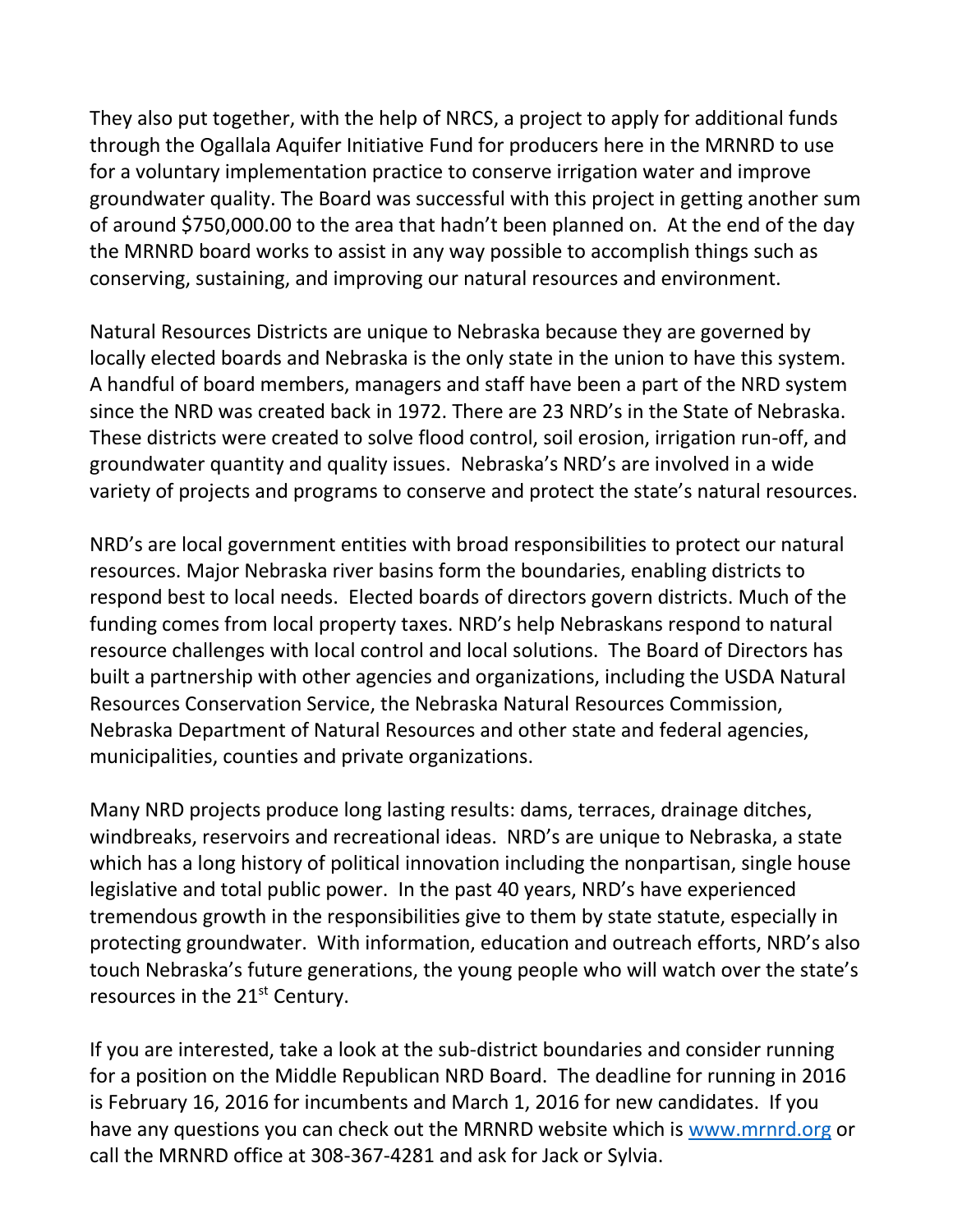They also put together, with the help of NRCS, a project to apply for additional funds through the Ogallala Aquifer Initiative Fund for producers here in the MRNRD to use for a voluntary implementation practice to conserve irrigation water and improve groundwater quality. The Board was successful with this project in getting another sum of around $750,000.00 to the area that hadn't been planned on. At the end of the day the MRNRD board works to assist in any way possible to accomplish things such as conserving, sustaining, and improving our natural resources and environment.

Natural Resources Districts are unique to Nebraska because they are governed by locally elected boards and Nebraska is the only state in the union to have this system. A handful of board members, managers and staff have been a part of the NRD system since the NRD was created back in 1972. There are 23 NRD's in the State of Nebraska. These districts were created to solve flood control, soil erosion, irrigation run-off, and groundwater quantity and quality issues. Nebraska's NRD's are involved in a wide variety of projects and programs to conserve and protect the state's natural resources.

NRD's are local government entities with broad responsibilities to protect our natural resources. Major Nebraska river basins form the boundaries, enabling districts to respond best to local needs. Elected boards of directors govern districts. Much of the funding comes from local property taxes. NRD's help Nebraskans respond to natural resource challenges with local control and local solutions. The Board of Directors has built a partnership with other agencies and organizations, including the USDA Natural Resources Conservation Service, the Nebraska Natural Resources Commission, Nebraska Department of Natural Resources and other state and federal agencies, municipalities, counties and private organizations.

Many NRD projects produce long lasting results: dams, terraces, drainage ditches, windbreaks, reservoirs and recreational ideas. NRD's are unique to Nebraska, a state which has a long history of political innovation including the nonpartisan, single house legislative and total public power. In the past 40 years, NRD's have experienced tremendous growth in the responsibilities give to them by state statute, especially in protecting groundwater. With information, education and outreach efforts, NRD's also touch Nebraska's future generations, the young people who will watch over the state's resources in the 21st Century.

If you are interested, take a look at the sub-district boundaries and consider running for a position on the Middle Republican NRD Board. The deadline for running in 2016 is February 16, 2016 for incumbents and March 1, 2016 for new candidates. If you have any questions you can check out the MRNRD website which is [www.mrnrd.org](http://www.mrnrd.org) or call the MRNRD office at 308-367-4281 and ask for Jack or Sylvia.